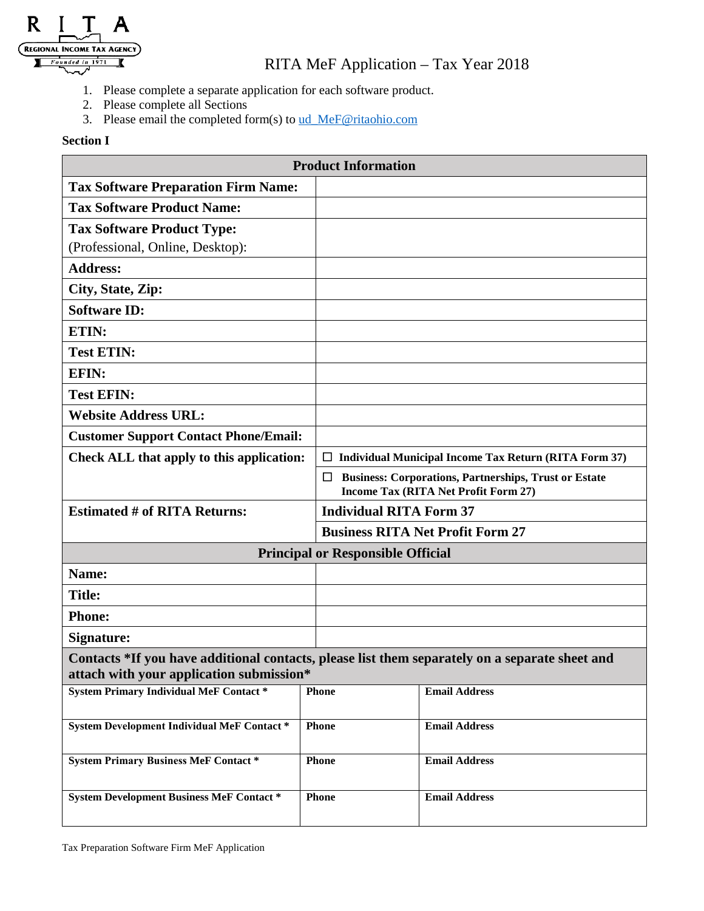RITA
REGIONAL INCOME TAX AGENCY
Founded in 1971

# RITA MeF Application – Tax Year 2018

1. Please complete a separate application for each software product.
2. Please complete all Sections
3. Please email the completed form(s) to ud_MeF@ritaohio.com

**Section I**

| **Product Information** | |
|---|---|
| **Tax Software Preparation Firm Name:** | |
| **Tax Software Product Name:** | |
| **Tax Software Product Type:** (Professional, Online, Desktop): | |
| **Address:** | |
| **City, State, Zip:** | |
| **Software ID:** | |
| **ETIN:** | |
| **Test ETIN:** | |
| **EFIN:** | |
| **Test EFIN:** | |
| **Website Address URL:** | |
| **Customer Support Contact Phone/Email:** | |
| **Check ALL that apply to this application:** | ☐ **Individual Municipal Income Tax Return (RITA Form 37)** |
| | ☐ **Business: Corporations, Partnerships, Trust or Estate Income Tax (RITA Net Profit Form 27)** |
| **Estimated # of RITA Returns:** | **Individual RITA Form 37** |
| | **Business RITA Net Profit Form 27** |
| **Principal or Responsible Official** | |
| **Name:** | |
| **Title:** | |
| **Phone:** | |
| **Signature:** | |

**Contacts *If you have additional contacts, please list them separately on a separate sheet and attach with your application submission***

| **System Primary Individual MeF Contact *** | **Phone** | **Email Address** |
|---|---|---|
| **System Development Individual MeF Contact *** | **Phone** | **Email Address** |
| **System Primary Business MeF Contact *** | **Phone** | **Email Address** |
| **System Development Business MeF Contact *** | **Phone** | **Email Address** |

Tax Preparation Software Firm MeF Application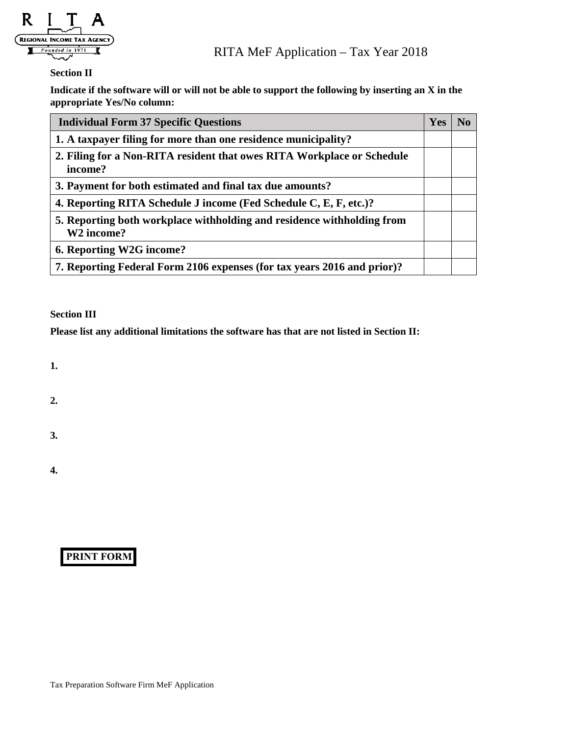RITA MeF Application – Tax Year 2018

**Section II**

**Indicate if the software will or will not be able to support the following by inserting an X in the appropriate Yes/No column:**

| **Individual Form 37 Specific Questions** | **Yes** | **No** |
|---|---|---|
| **1. A taxpayer filing for more than one residence municipality?** | | |
| **2. Filing for a Non-RITA resident that owes RITA Workplace or Schedule income?** | | |
| **3. Payment for both estimated and final tax due amounts?** | | |
| **4. Reporting RITA Schedule J income (Fed Schedule C, E, F, etc.)?** | | |
| **5. Reporting both workplace withholding and residence withholding from W2 income?** | | |
| **6. Reporting W2G income?** | | |
| **7. Reporting Federal Form 2106 expenses (for tax years 2016 and prior)?** | | |

**Section III**

**Please list any additional limitations the software has that are not listed in Section II:**

**1.**

**2.**

**3.**

**4.**

**PRINT FORM**